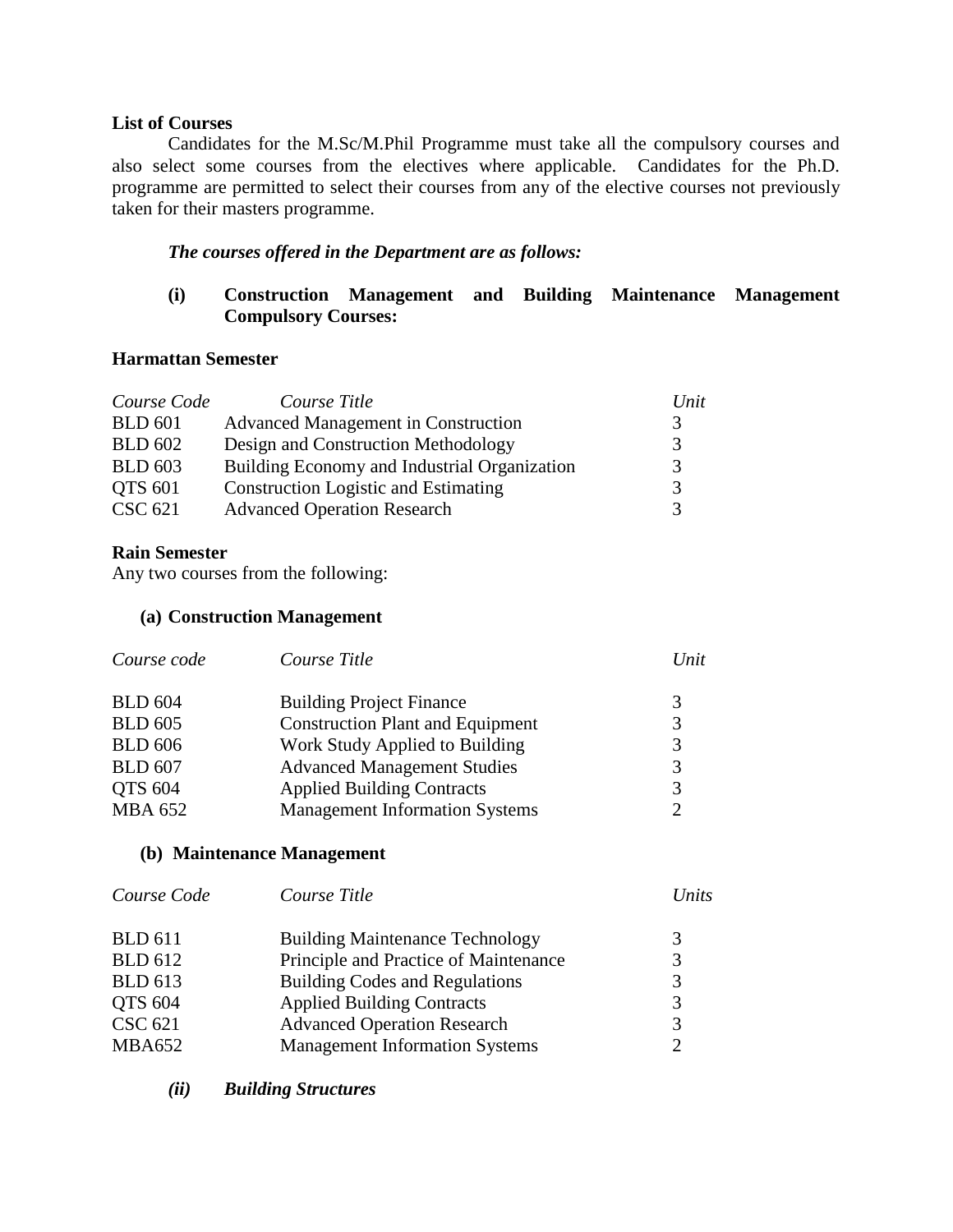**List of Courses**

Candidates for the M.Sc/M.Phil Programme must take all the compulsory courses and also select some courses from the electives where applicable. Candidates for the Ph.D. programme are permitted to select their courses from any of the elective courses not previously taken for their masters programme.

***The courses offered in the Department are as follows:***

**(i) Construction Management and Building Maintenance Management Compulsory Courses:**

**Harmattan Semester**

| *Course Code* | *Course Title* | *Unit* |
|---|---|---|
| BLD 601 | Advanced Management in Construction | 3 |
| BLD 602 | Design and Construction Methodology | 3 |
| BLD 603 | Building Economy and Industrial Organization | 3 |
| QTS 601 | Construction Logistic and Estimating | 3 |
| CSC 621 | Advanced Operation Research | 3 |

**Rain Semester**

Any two courses from the following:

**(a) Construction Management**

| *Course code* | *Course Title* | *Unit* |
|---|---|---|
| BLD 604 | Building Project Finance | 3 |
| BLD 605 | Construction Plant and Equipment | 3 |
| BLD 606 | Work Study Applied to Building | 3 |
| BLD 607 | Advanced Management Studies | 3 |
| QTS 604 | Applied Building Contracts | 3 |
| MBA 652 | Management Information Systems | 2 |

**(b) Maintenance Management**

| *Course Code* | *Course Title* | *Units* |
|---|---|---|
| BLD 611 | Building Maintenance Technology | 3 |
| BLD 612 | Principle and Practice of Maintenance | 3 |
| BLD 613 | Building Codes and Regulations | 3 |
| QTS 604 | Applied Building Contracts | 3 |
| CSC 621 | Advanced Operation Research | 3 |
| MBA652 | Management Information Systems | 2 |

***(ii) Building Structures***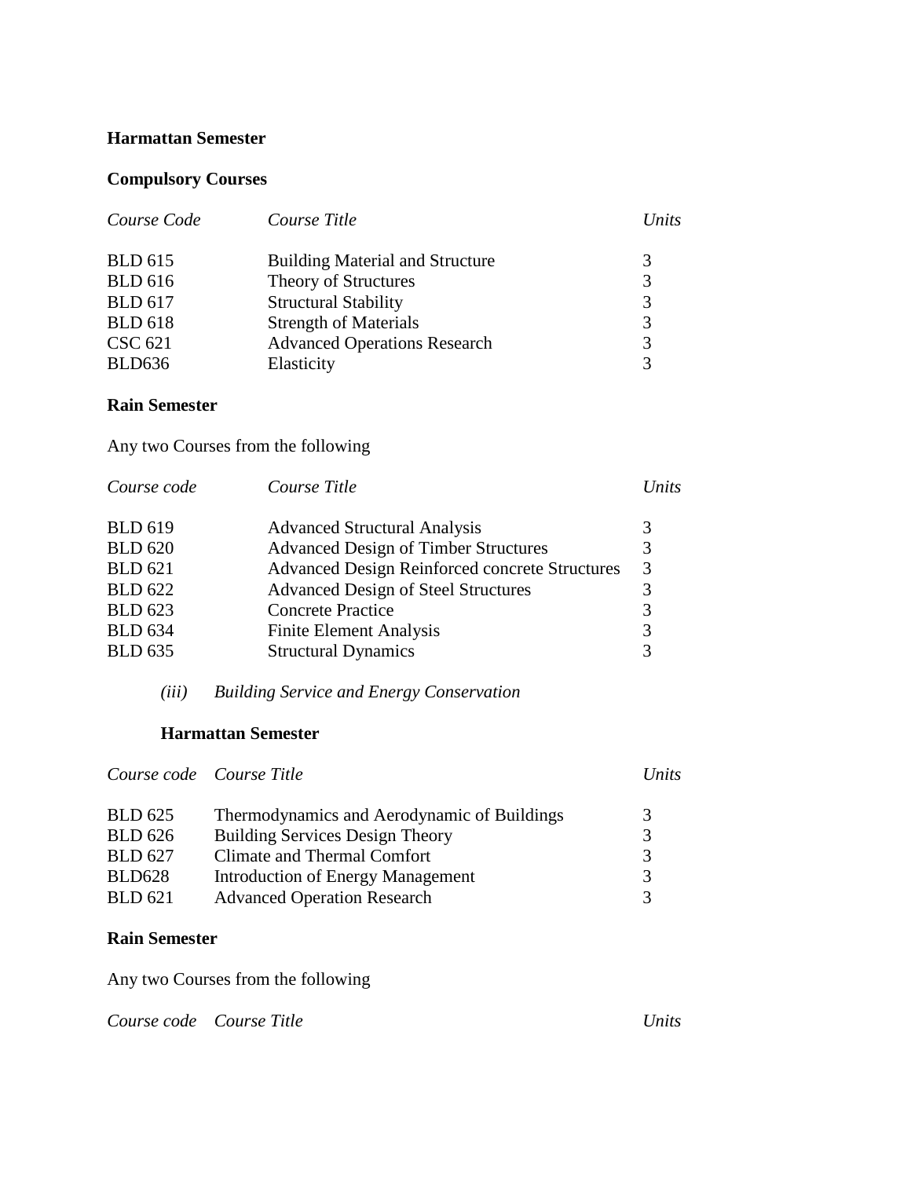**Harmattan Semester**

**Compulsory Courses**

| *Course Code* | *Course Title* | *Units* |
|---|---|---|
| BLD 615 | Building Material and Structure | 3 |
| BLD 616 | Theory of Structures | 3 |
| BLD 617 | Structural Stability | 3 |
| BLD 618 | Strength of Materials | 3 |
| CSC 621 | Advanced Operations Research | 3 |
| BLD636 | Elasticity | 3 |

**Rain Semester**

Any two Courses from the following

| *Course code* | *Course Title* | *Units* |
|---|---|---|
| BLD 619 | Advanced Structural Analysis | 3 |
| BLD 620 | Advanced Design of Timber Structures | 3 |
| BLD 621 | Advanced Design Reinforced concrete Structures | 3 |
| BLD 622 | Advanced Design of Steel Structures | 3 |
| BLD 623 | Concrete Practice | 3 |
| BLD 634 | Finite Element Analysis | 3 |
| BLD 635 | Structural Dynamics | 3 |

*(iii) Building Service and Energy Conservation*

**Harmattan Semester**

| *Course code* | *Course Title* | *Units* |
|---|---|---|
| BLD 625 | Thermodynamics and Aerodynamic of Buildings | 3 |
| BLD 626 | Building Services Design Theory | 3 |
| BLD 627 | Climate and Thermal Comfort | 3 |
| BLD628 | Introduction of Energy Management | 3 |
| BLD 621 | Advanced Operation Research | 3 |

**Rain Semester**

Any two Courses from the following

| *Course code* | *Course Title* | *Units* |
|---|---|---|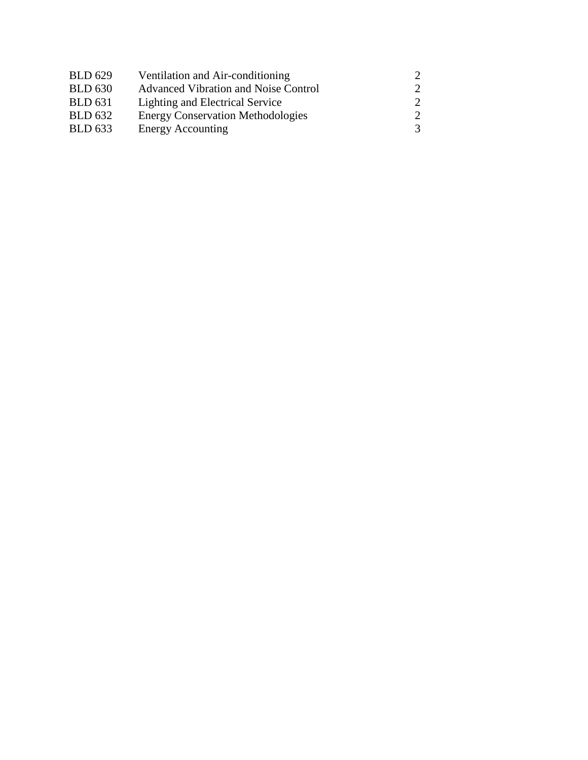| | | |
|---|---|---|
| BLD 629 | Ventilation and Air-conditioning | 2 |
| BLD 630 | Advanced Vibration and Noise Control | 2 |
| BLD 631 | Lighting and Electrical Service | 2 |
| BLD 632 | Energy Conservation Methodologies | 2 |
| BLD 633 | Energy Accounting | 3 |